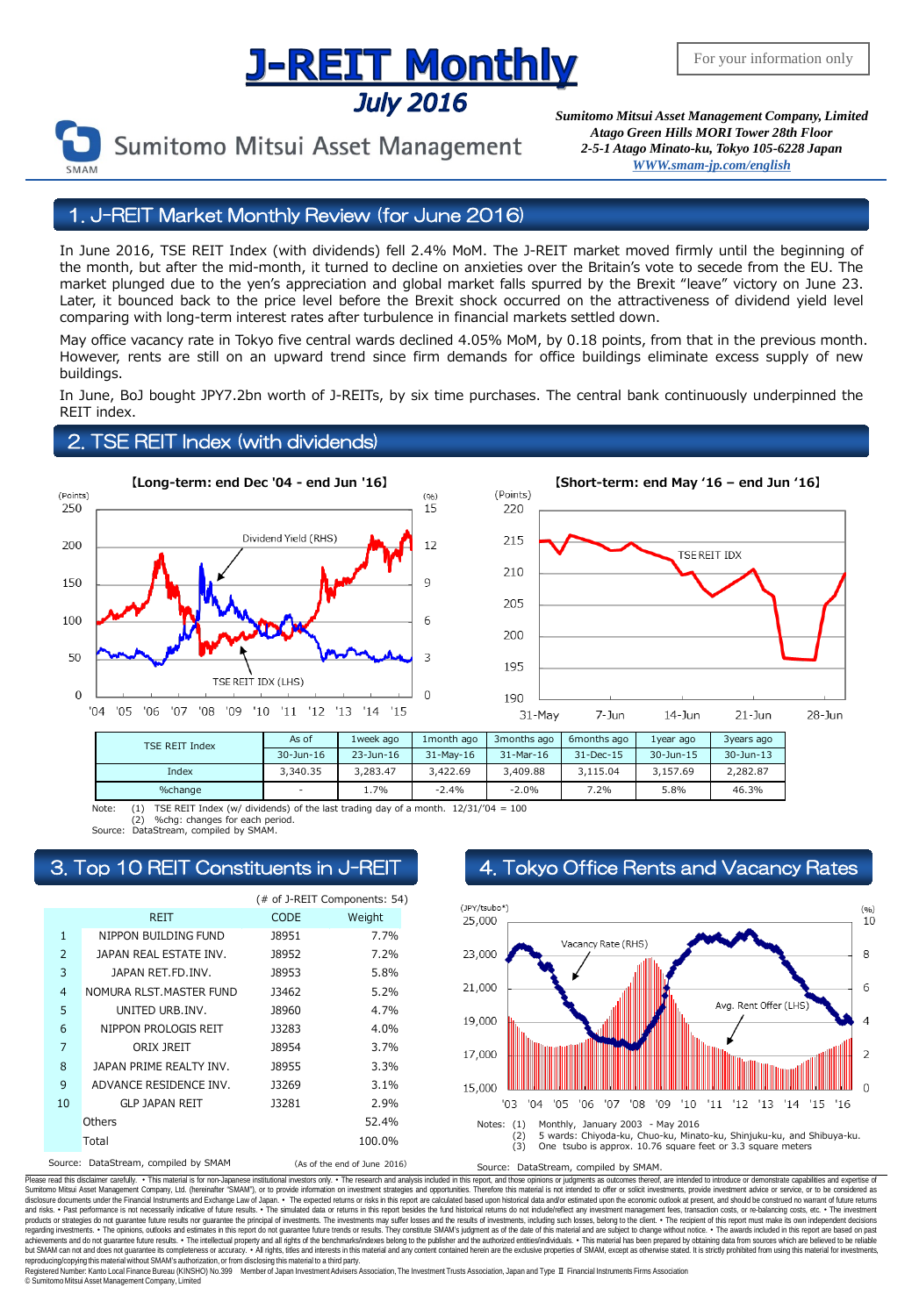# J-REIT Monthly

## July 2016

For your information only

Sumitomo Mitsui Asset Management

*Sumitomo Mitsui Asset Management Company, Limited*
*Atago Green Hills MORI Tower 28th Floor*
*2-5-1 Atago Minato-ku, Tokyo 105-6228 Japan*
*WWW.smam-jp.com/english*

## 1. J-REIT Market Monthly Review (for June 2016)

In June 2016, TSE REIT Index (with dividends) fell 2.4% MoM. The J-REIT market moved firmly until the beginning of the month, but after the mid-month, it turned to decline on anxieties over the Britain's vote to secede from the EU. The market plunged due to the yen's appreciation and global market falls spurred by the Brexit "leave" victory on June 23. Later, it bounced back to the price level before the Brexit shock occurred on the attractiveness of dividend yield level comparing with long-term interest rates after turbulence in financial markets settled down.

May office vacancy rate in Tokyo five central wards declined 4.05% MoM, by 0.18 points, from that in the previous month. However, rents are still on an upward trend since firm demands for office buildings eliminate excess supply of new buildings.

In June, BoJ bought JPY7.2bn worth of J-REITs, by six time purchases. The central bank continuously underpinned the REIT index.

## 2. TSE REIT Index (with dividends)

【Long-term: end Dec '04 - end Jun '16】

【Short-term: end May '16 – end Jun '16】

| TSE REIT Index | As of | 1week ago | 1month ago | 3months ago | 6months ago | 1year ago | 3years ago |
|---|---|---|---|---|---|---|---|
| | 30-Jun-16 | 23-Jun-16 | 31-May-16 | 31-Mar-16 | 31-Dec-15 | 30-Jun-15 | 30-Jun-13 |
| Index | 3,340.35 | 3,283.47 | 3,422.69 | 3,409.88 | 3,115.04 | 3,157.69 | 2,282.87 |
| %change | - | 1.7% | -2.4% | -2.0% | 7.2% | 5.8% | 46.3% |

Note: (1) TSE REIT Index (w/ dividends) of the last trading day of a month. 12/31/'04 = 100
(2) %chg: changes for each period.
Source: DataStream, compiled by SMAM.

## 3. Top 10 REIT Constituents in J-REIT

(# of J-REIT Components: 54)

| | REIT | CODE | Weight |
|---|---|---|---|
| 1 | NIPPON BUILDING FUND | J8951 | 7.7% |
| 2 | JAPAN REAL ESTATE INV. | J8952 | 7.2% |
| 3 | JAPAN RET.FD.INV. | J8953 | 5.8% |
| 4 | NOMURA RLST.MASTER FUND | J3462 | 5.2% |
| 5 | UNITED URB.INV. | J8960 | 4.7% |
| 6 | NIPPON PROLOGIS REIT | J3283 | 4.0% |
| 7 | ORIX JREIT | J8954 | 3.7% |
| 8 | JAPAN PRIME REALTY INV. | J8955 | 3.3% |
| 9 | ADVANCE RESIDENCE INV. | J3269 | 3.1% |
| 10 | GLP JAPAN REIT | J3281 | 2.9% |
| | Others | | 52.4% |
| | Total | | 100.0% |

Source: DataStream, compiled by SMAM (As of the end of June 2016)

## 4. Tokyo Office Rents and Vacancy Rates

Notes: (1) Monthly, January 2003 - May 2016
(2) 5 wards: Chiyoda-ku, Chuo-ku, Minato-ku, Shinjuku-ku, and Shibuya-ku.
(3) One tsubo is approx. 10.76 square feet or 3.3 square meters

Source: DataStream, compiled by SMAM.

Please read this disclaimer carefully. • This material is for non-Japanese institutional investors only. • The research and analysis included in this report, and those opinions or judgments as outcomes thereof, are intended to introduce or demonstrate capabilities and expertise of Sumitomo Mitsui Asset Management Company, Ltd. (hereinafter "SMAM"), or to provide information on investment strategies and opportunities. Therefore this material is not intended to offer or solicit investments, provide investment advice or service, or to be considered as disclosure documents under the Financial Instruments and Exchange Law of Japan. • The expected returns or risks in this report are calculated based upon historical data and/or estimated upon the economic outlook at present, and should be construed no warrant of future returns and risks. • Past performance is not necessarily indicative of future results. • The simulated data or returns in this report besides the fund historical returns do not include/reflect any investment management fees, transaction costs, or re-balancing costs, etc. • The investment products or strategies do not guarantee future results nor guarantee the principal of investments. The investments may suffer losses and the results of investments, including such losses, belong to the client. • The recipient of this report must make its own independent decisions regarding investments. • The opinions, outlooks and estimates in this report do not guarantee future trends or results. They constitute SMAM's judgment as of the date of this material and are subject to change without notice. • The awards included in this report are based on past achievements and do not guarantee future results. • The intellectual property and all rights of the benchmarks/indexes belong to the publisher and the authorized entities/individuals. • This material has been prepared by obtaining data from sources which are believed to be reliable but SMAM can not and does not guarantee its completeness or accuracy. • All rights, titles and interests in this material and any content contained herein are the exclusive properties of SMAM, except as otherwise stated. It is strictly prohibited from using this material for investments, reproducing/copying this material without SMAM's authorization, or from disclosing this material to a third party.

Registered Number: Kanto Local Finance Bureau (KINSHO) No.399 Member of Japan Investment Advisers Association, The Investment Trusts Association, Japan and Type Ⅱ Financial Instruments Firms Association

© Sumitomo Mitsui Asset Management Company, Limited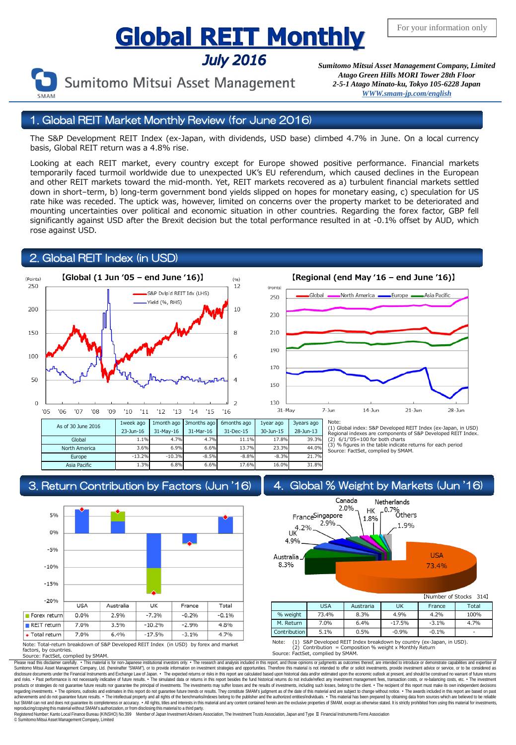For your information only

# Global REIT Monthly

## July 2016

Sumitomo Mitsui Asset Management

SMAM

*Sumitomo Mitsui Asset Management Company, Limited*
*Atago Green Hills MORI Tower 28th Floor*
*2-5-1 Atago Minato-ku, Tokyo 105-6228 Japan*
*WWW.smam-jp.com/english*

## 1. Global REIT Market Monthly Review (for June 2016)

The S&P Development REIT Index (ex-Japan, with dividends, USD base) climbed 4.7% in June. On a local currency basis, Global REIT return was a 4.8% rise.

Looking at each REIT market, every country except for Europe showed positive performance. Financial markets temporarily faced turmoil worldwide due to unexpected UK's EU referendum, which caused declines in the European and other REIT markets toward the mid-month. Yet, REIT markets recovered as a) turbulent financial markets settled down in short–term, b) long-term government bond yields slipped on hopes for monetary easing, c) speculation for US rate hike was receded. The uptick was, however, limited on concerns over the property market to be deteriorated and mounting uncertainties over political and economic situation in other countries. Regarding the forex factor, GBP fell significantly against USD after the Brexit decision but the total performance resulted in at -0.1% offset by AUD, which rose against USD.

## 2. Global REIT Index (in USD)

【Global (1 Jun '05 – end June '16)】

(Points) 250 200 150 100 50 0
(%) 12 10 8 6 4 2
'05 '06 '07 '08 '09 '10 '11 '12 '13 '14 '15 '16
S&P Dvlp'd REIT Idx (LHS)
Yield (%, RHS)

【Regional (end May '16 – end June '16)】

(Points) 250 230 210 190 170 150 130
31-May 7-Jun 14-Jun 21-Jun 28-Jun
Global / North America / Europe / Asia Pacific

| As of 30 June 2016 | 1week ago | 1month ago | 3months ago | 6months ago | 1year ago | 3years ago |
|---|---|---|---|---|---|---|
| | 23-Jun-16 | 31-May-16 | 31-Mar-16 | 31-Dec-15 | 30-Jun-15 | 28-Jun-13 |
| Global | 1.1% | 4.7% | 4.7% | 11.1% | 17.8% | 39.3% |
| North America | 3.6% | 6.9% | 6.6% | 13.7% | 23.3% | 44.0% |
| Europe | -13.2% | -10.3% | -8.5% | -8.8% | -8.3% | 21.7% |
| Asia Pacific | 1.3% | 6.8% | 6.6% | 17.6% | 16.0% | 31.8% |

Note:
(1) Global index: S&P Developed REIT Index (ex-Japan, in USD) Regional indexes are components of S&P Developed REIT Index.
(2) 6/1/'05=100 for both charts
(3) % figures in the table indicate returns for each period
Source: FactSet, complied by SMAM.

## 3. Return Contribution by Factors (Jun '16)

5% 0% -5% -10% -15% -20%

| | USA | Australia | UK | France | Total |
|---|---|---|---|---|---|
| Forex return | 0.0% | 2.9% | -7.3% | -0.2% | -0.1% |
| REIT return | 7.0% | 3.5% | -10.2% | -2.9% | 4.8% |
| Total return | 7.0% | 6.4% | -17.5% | -3.1% | 4.7% |

Note: Total-return breakdown of S&P Developed REIT Index (in USD) by forex and market factors, by countries.
Source: FactSet, complied by SMAM.

## 4. Global % Weight by Markets (Jun '16)

Canada 2.0%
Netherlands 0.7%
HK 1.8%
Others 1.9%
Singapore 2.9%
France 4.2%
UK 4.9%
Australia 8.3%
USA 73.4%

【Number of Stocks 314】

| | USA | Australia | UK | France | Total |
|---|---|---|---|---|---|
| % weight | 73.4% | 8.3% | 4.9% | 4.2% | 100% |
| M. Return | 7.0% | 6.4% | -17.5% | -3.1% | 4.7% |
| Contribution | 5.1% | 0.5% | -0.9% | -0.1% | - |

Note: (1) S&P Developed REIT Index breakdown by country (ex-Japan, in USD).
(2) Contribution = Composition % weight x Monthly Return
Source: FactSet, complied by SMAM.

Please read this disclaimer carefully. • This material is for non-Japanese institutional investors only. • The research and analysis included in this report, and those opinions or judgments as outcomes thereof, are intended to introduce or demonstrate capabilities and expertise of Sumitomo Mitsui Asset Management Company, Ltd. (hereinafter "SMAM"), or to provide information on investment strategies and opportunities. Therefore this material is not intended to offer or solicit investments, provide investment advice or service, or to be considered as disclosure documents under the Financial Instruments and Exchange Law of Japan. • The expected returns or risks in this report are calculated based upon historical data and/or estimated upon the economic outlook at present, and should be construed no warrant of future returns and risks. • Past performance is not necessarily indicative of future results. • The simulated data or returns in this report besides the fund historical returns do not include/reflect any investment management fees, transaction costs, or re-balancing costs, etc. • The investment products or strategies do not guarantee future results nor guarantee the principal of investments. The investments may suffer losses and the results of investments, including such losses, belong to the client. • The recipient of this report must make its own independent decisions regarding investments. • The opinions, outlooks and estimates in this report do not guarantee future trends or results. They constitute SMAM's judgment as of the date of this material and are subject to change without notice. • The awards included in this report are based on past achievements and do not guarantee future results. • The intellectual property and all rights of the benchmarks/indexes belong to the publisher and the authorized entities/individuals. • This material has been prepared by obtaining data from sources which are believed to be reliable but SMAM can not and does not guarantee its completeness or accuracy. • All rights, titles and interests in this material and any content contained herein are the exclusive properties of SMAM, except as otherwise stated. It is strictly prohibited from using this material for investments, reproducing/copying this material without SMAM's authorization, or from disclosing this material to a third party.
Registered Number: Kanto Local Finance Bureau (KINSHO) No.399 Member of Japan Investment Advisers Association, The Investment Trusts Association, Japan and Type Ⅱ Financial Instruments Firms Association
© Sumitomo Mitsui Asset Management Company, Limited